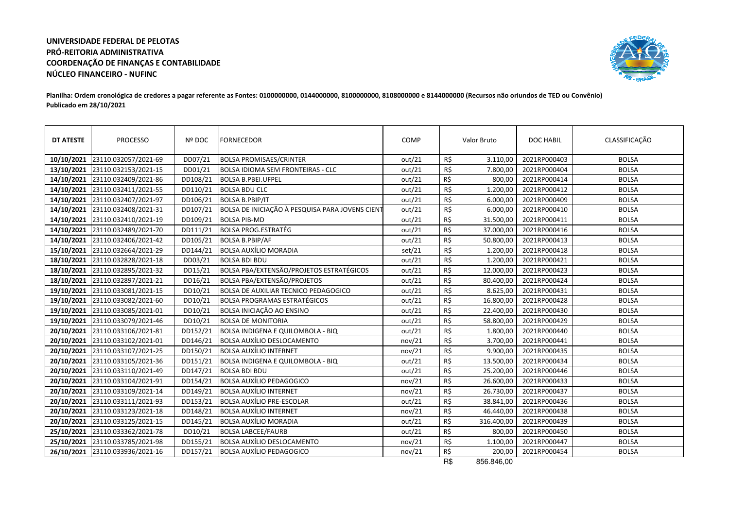**UNIVERSIDADE FEDERAL DE PELOTAS**
**PRÓ-REITORIA ADMINISTRATIVA**
**COORDENAÇÃO DE FINANÇAS E CONTABILIDADE**
**NÚCLEO FINANCEIRO - NUFINC**

**Planilha: Ordem cronológica de credores a pagar referente as Fontes: 0100000000, 0144000000, 8100000000, 8108000000 e 8144000000 (Recursos não oriundos de TED ou Convênio)**
**Publicado em 28/10/2021**

| DT ATESTE | PROCESSO | Nº DOC | FORNECEDOR | COMP | Valor Bruto | DOC HABIL | CLASSIFICAÇÃO |
|---|---|---|---|---|---|---|---|
| **10/10/2021** | 23110.032057/2021-69 | DD07/21 | BOLSA PROMISAES/CRINTER | out/21 | R$ 3.110,00 | 2021RP000403 | BOLSA |
| **13/10/2021** | 23110.032153/2021-15 | DD01/21 | BOLSA IDIOMA SEM FRONTEIRAS - CLC | out/21 | R$ 7.800,00 | 2021RP000404 | BOLSA |
| **14/10/2021** | 23110.032409/2021-86 | DD108/21 | BOLSA B.PBEI.UFPEL | out/21 | R$ 800,00 | 2021RP000414 | BOLSA |
| **14/10/2021** | 23110.032411/2021-55 | DD110/21 | BOLSA BDU CLC | out/21 | R$ 1.200,00 | 2021RP000412 | BOLSA |
| **14/10/2021** | 23110.032407/2021-97 | DD106/21 | BOLSA B.PBIP/IT | out/21 | R$ 6.000,00 | 2021RP000409 | BOLSA |
| **14/10/2021** | 23110.032408/2021-31 | DD107/21 | BOLSA DE INICIAÇÃO À PESQUISA PARA JOVENS CIENT | out/21 | R$ 6.000,00 | 2021RP000410 | BOLSA |
| **14/10/2021** | 23110.032410/2021-19 | DD109/21 | BOLSA PIB-MD | out/21 | R$ 31.500,00 | 2021RP000411 | BOLSA |
| **14/10/2021** | 23110.032489/2021-70 | DD111/21 | BOLSA PROG.ESTRATÉG | out/21 | R$ 37.000,00 | 2021RP000416 | BOLSA |
| **14/10/2021** | 23110.032406/2021-42 | DD105/21 | BOLSA B.PBIP/AF | out/21 | R$ 50.800,00 | 2021RP000413 | BOLSA |
| **15/10/2021** | 23110.032664/2021-29 | DD144/21 | BOLSA AUXÍLIO MORADIA | set/21 | R$ 1.200,00 | 2021RP000418 | BOLSA |
| **18/10/2021** | 23110.032828/2021-18 | DD03/21 | BOLSA BDI BDU | out/21 | R$ 1.200,00 | 2021RP000421 | BOLSA |
| **18/10/2021** | 23110.032895/2021-32 | DD15/21 | BOLSA PBA/EXTENSÃO/PROJETOS ESTRATÉGICOS | out/21 | R$ 12.000,00 | 2021RP000423 | BOLSA |
| **18/10/2021** | 23110.032897/2021-21 | DD16/21 | BOLSA PBA/EXTENSÃO/PROJETOS | out/21 | R$ 80.400,00 | 2021RP000424 | BOLSA |
| **19/10/2021** | 23110.033081/2021-15 | DD10/21 | BOLSA DE AUXILIAR TECNICO PEDAGOGICO | out/21 | R$ 8.625,00 | 2021RP000431 | BOLSA |
| **19/10/2021** | 23110.033082/2021-60 | DD10/21 | BOLSA PROGRAMAS ESTRATÉGICOS | out/21 | R$ 16.800,00 | 2021RP000428 | BOLSA |
| **19/10/2021** | 23110.033085/2021-01 | DD10/21 | BOLSA INICIAÇÃO AO ENSINO | out/21 | R$ 22.400,00 | 2021RP000430 | BOLSA |
| **19/10/2021** | 23110.033079/2021-46 | DD10/21 | BOLSA DE MONITORIA | out/21 | R$ 58.800,00 | 2021RP000429 | BOLSA |
| **20/10/2021** | 23110.033106/2021-81 | DD152/21 | BOLSA INDIGENA E QUILOMBOLA - BIQ | out/21 | R$ 1.800,00 | 2021RP000440 | BOLSA |
| **20/10/2021** | 23110.033102/2021-01 | DD146/21 | BOLSA AUXÍLIO DESLOCAMENTO | nov/21 | R$ 3.700,00 | 2021RP000441 | BOLSA |
| **20/10/2021** | 23110.033107/2021-25 | DD150/21 | BOLSA AUXÍLIO INTERNET | nov/21 | R$ 9.900,00 | 2021RP000435 | BOLSA |
| **20/10/2021** | 23110.033105/2021-36 | DD151/21 | BOLSA INDIGENA E QUILOMBOLA - BIQ | out/21 | R$ 13.500,00 | 2021RP000434 | BOLSA |
| **20/10/2021** | 23110.033110/2021-49 | DD147/21 | BOLSA BDI BDU | out/21 | R$ 25.200,00 | 2021RP000446 | BOLSA |
| **20/10/2021** | 23110.033104/2021-91 | DD154/21 | BOLSA AUXÍLIO PEDAGOGICO | nov/21 | R$ 26.600,00 | 2021RP000433 | BOLSA |
| **20/10/2021** | 23110.033109/2021-14 | DD149/21 | BOLSA AUXÍLIO INTERNET | nov/21 | R$ 26.730,00 | 2021RP000437 | BOLSA |
| **20/10/2021** | 23110.033111/2021-93 | DD153/21 | BOLSA AUXÍLIO PRE-ESCOLAR | out/21 | R$ 38.841,00 | 2021RP000436 | BOLSA |
| **20/10/2021** | 23110.033123/2021-18 | DD148/21 | BOLSA AUXÍLIO INTERNET | nov/21 | R$ 46.440,00 | 2021RP000438 | BOLSA |
| **20/10/2021** | 23110.033125/2021-15 | DD145/21 | BOLSA AUXÍLIO MORADIA | out/21 | R$ 316.400,00 | 2021RP000439 | BOLSA |
| **25/10/2021** | 23110.033362/2021-78 | DD10/21 | BOLSA LABCEE/FAURB | out/21 | R$ 800,00 | 2021RP000450 | BOLSA |
| **25/10/2021** | 23110.033785/2021-98 | DD155/21 | BOLSA AUXÍLIO DESLOCAMENTO | nov/21 | R$ 1.100,00 | 2021RP000447 | BOLSA |
| **26/10/2021** | 23110.033936/2021-16 | DD157/21 | BOLSA AUXÍLIO PEDAGOGICO | nov/21 | R$ 200,00 | 2021RP000454 | BOLSA |
| | | | | | R$ 856.846,00 | | |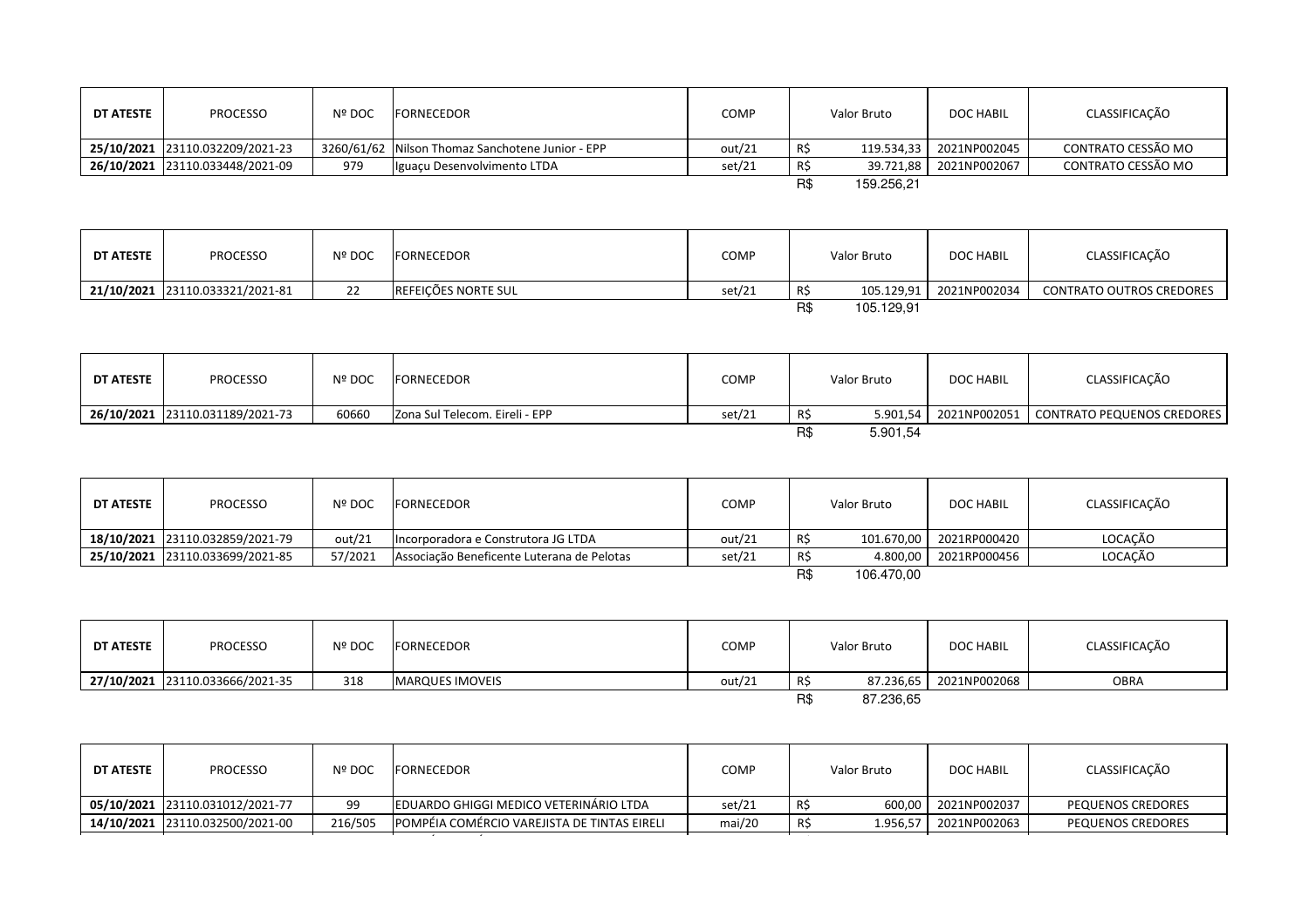| DT ATESTE | PROCESSO | Nº DOC | FORNECEDOR | COMP | Valor Bruto | DOC HABIL | CLASSIFICAÇÃO |
|---|---|---|---|---|---|---|---|
| 25/10/2021 | 23110.032209/2021-23 | 3260/61/62 | Nilson Thomaz Sanchotene Junior - EPP | out/21 | R$ 119.534,33 | 2021NP002045 | CONTRATO CESSÃO MO |
| 26/10/2021 | 23110.033448/2021-09 | 979 | Iguaçu Desenvolvimento LTDA | set/21 | R$ 39.721,88 | 2021NP002067 | CONTRATO CESSÃO MO |
| | | | | | R$ 159.256,21 | | |

| DT ATESTE | PROCESSO | Nº DOC | FORNECEDOR | COMP | Valor Bruto | DOC HABIL | CLASSIFICAÇÃO |
|---|---|---|---|---|---|---|---|
| 21/10/2021 | 23110.033321/2021-81 | 22 | REFEIÇÕES NORTE SUL | set/21 | R$ 105.129,91 | 2021NP002034 | CONTRATO OUTROS CREDORES |
| | | | | | R$ 105.129,91 | | |

| DT ATESTE | PROCESSO | Nº DOC | FORNECEDOR | COMP | Valor Bruto | DOC HABIL | CLASSIFICAÇÃO |
|---|---|---|---|---|---|---|---|
| 26/10/2021 | 23110.031189/2021-73 | 60660 | Zona Sul Telecom. Eireli - EPP | set/21 | R$ 5.901,54 | 2021NP002051 | CONTRATO PEQUENOS CREDORES |
| | | | | | R$ 5.901,54 | | |

| DT ATESTE | PROCESSO | Nº DOC | FORNECEDOR | COMP | Valor Bruto | DOC HABIL | CLASSIFICAÇÃO |
|---|---|---|---|---|---|---|---|
| 18/10/2021 | 23110.032859/2021-79 | out/21 | Incorporadora e Construtora JG LTDA | out/21 | R$ 101.670,00 | 2021RP000420 | LOCAÇÃO |
| 25/10/2021 | 23110.033699/2021-85 | 57/2021 | Associação Beneficente Luterana de Pelotas | set/21 | R$ 4.800,00 | 2021RP000456 | LOCAÇÃO |
| | | | | | R$ 106.470,00 | | |

| DT ATESTE | PROCESSO | Nº DOC | FORNECEDOR | COMP | Valor Bruto | DOC HABIL | CLASSIFICAÇÃO |
|---|---|---|---|---|---|---|---|
| 27/10/2021 | 23110.033666/2021-35 | 318 | MARQUES IMOVEIS | out/21 | R$ 87.236,65 | 2021NP002068 | OBRA |
| | | | | | R$ 87.236,65 | | |

| DT ATESTE | PROCESSO | Nº DOC | FORNECEDOR | COMP | Valor Bruto | DOC HABIL | CLASSIFICAÇÃO |
|---|---|---|---|---|---|---|---|
| 05/10/2021 | 23110.031012/2021-77 | 99 | EDUARDO GHIGGI MEDICO VETERINÁRIO LTDA | set/21 | R$ 600,00 | 2021NP002037 | PEQUENOS CREDORES |
| 14/10/2021 | 23110.032500/2021-00 | 216/505 | POMPÉIA COMÉRCIO VAREJISTA DE TINTAS EIRELI | mai/20 | R$ 1.956,57 | 2021NP002063 | PEQUENOS CREDORES |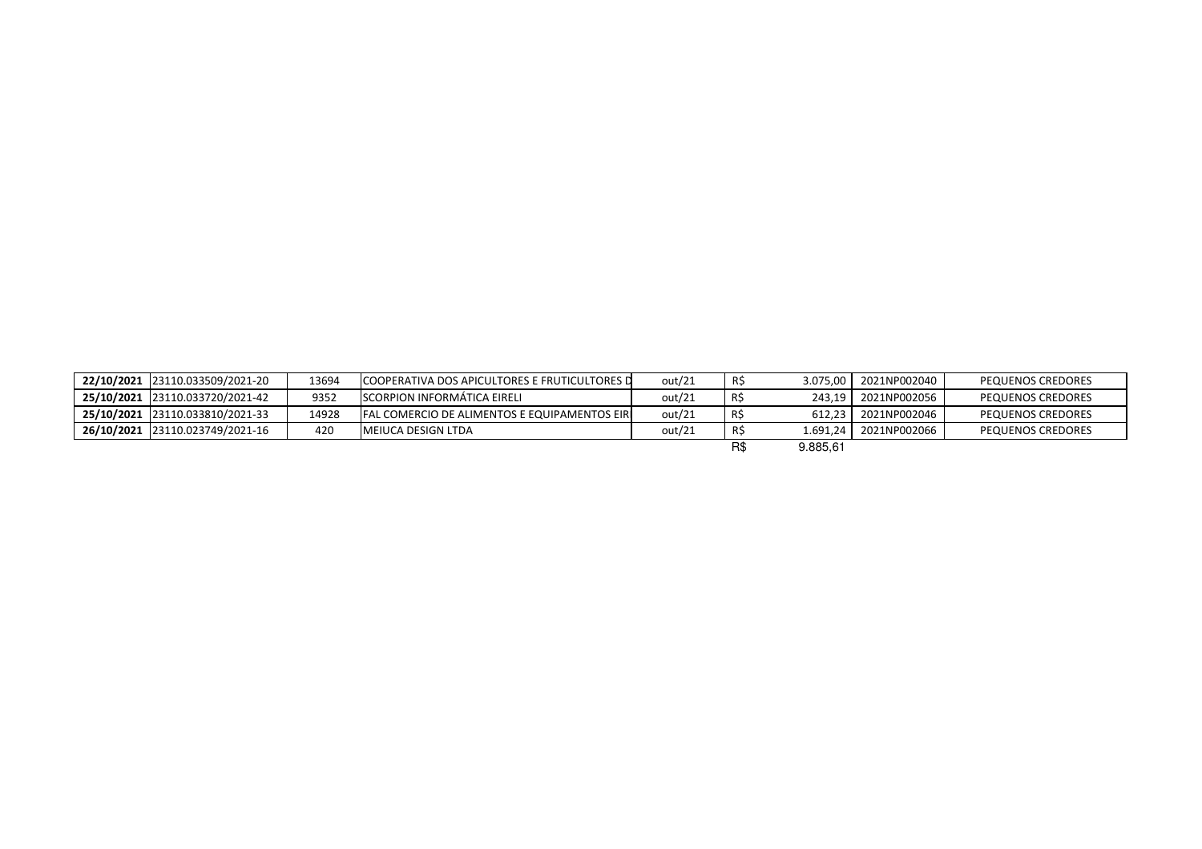| | | | | | | | | |
|---|---|---|---|---|---|---|---|---|
| **22/10/2021** | 23110.033509/2021-20 | 13694 | COOPERATIVA DOS APICULTORES E FRUTICULTORES D | out/21 | R$ | 3.075,00 | 2021NP002040 | PEQUENOS CREDORES |
| **25/10/2021** | 23110.033720/2021-42 | 9352 | SCORPION INFORMÁTICA EIRELI | out/21 | R$ | 243,19 | 2021NP002056 | PEQUENOS CREDORES |
| **25/10/2021** | 23110.033810/2021-33 | 14928 | FAL COMERCIO DE ALIMENTOS E EQUIPAMENTOS EIR | out/21 | R$ | 612,23 | 2021NP002046 | PEQUENOS CREDORES |
| **26/10/2021** | 23110.023749/2021-16 | 420 | MEIUCA DESIGN LTDA | out/21 | R$ | 1.691,24 | 2021NP002066 | PEQUENOS CREDORES |
| | | | | | R$ | 9.885,61 | | |